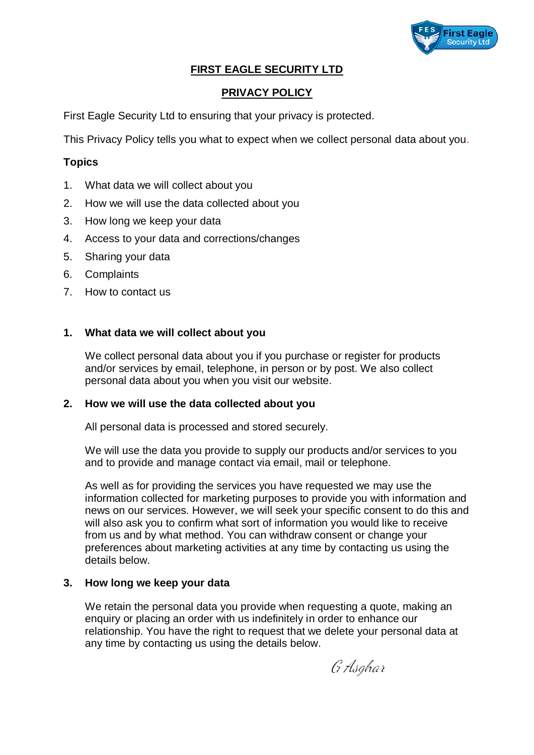# FIRST EAGLE SECURITY LTD

## PRIVACY POLICY

First Eagle Security Ltd to ensuring that your privacy is protected.

This Privacy Policy tells you what to expect when we collect personal data about you.

### Topics

1. What data we will collect about you
2. How we will use the data collected about you
3. How long we keep your data
4. Access to your data and corrections/changes
5. Sharing your data
6. Complaints
7. How to contact us

### 1. What data we will collect about you

We collect personal data about you if you purchase or register for products and/or services by email, telephone, in person or by post. We also collect personal data about you when you visit our website.

### 2. How we will use the data collected about you

All personal data is processed and stored securely.

We will use the data you provide to supply our products and/or services to you and to provide and manage contact via email, mail or telephone.

As well as for providing the services you have requested we may use the information collected for marketing purposes to provide you with information and news on our services. However, we will seek your specific consent to do this and will also ask you to confirm what sort of information you would like to receive from us and by what method. You can withdraw consent or change your preferences about marketing activities at any time by contacting us using the details below.

### 3. How long we keep your data

We retain the personal data you provide when requesting a quote, making an enquiry or placing an order with us indefinitely in order to enhance our relationship. You have the right to request that we delete your personal data at any time by contacting us using the details below.

G Asghar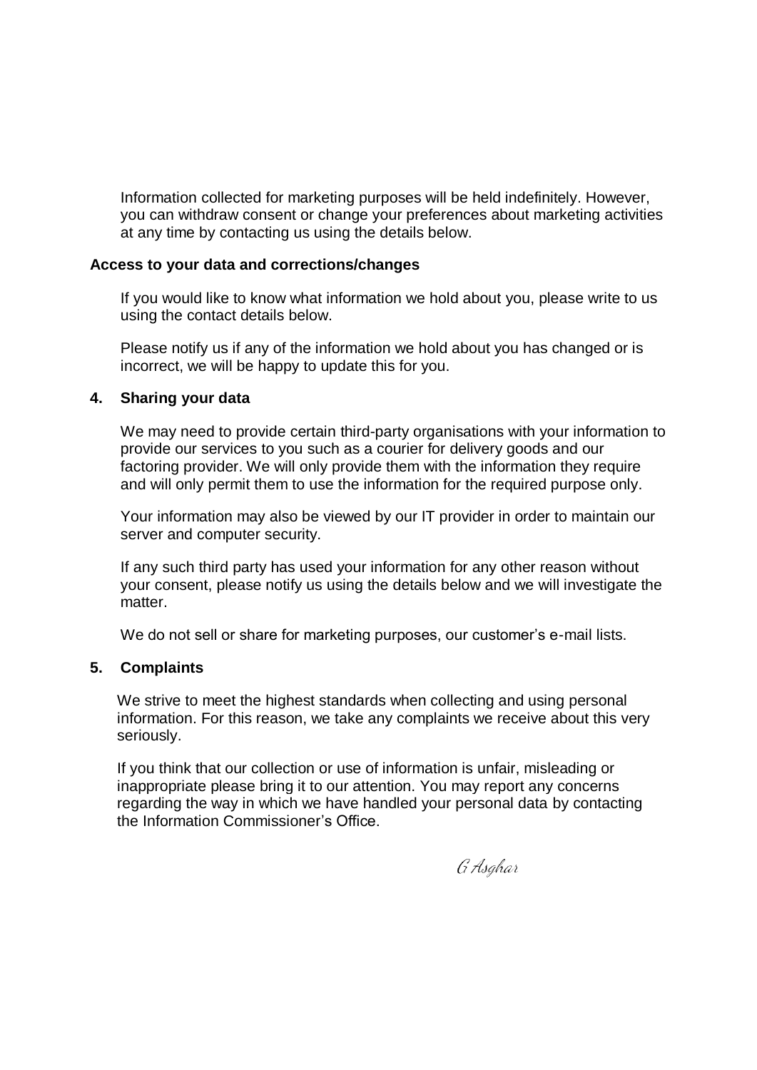Information collected for marketing purposes will be held indefinitely. However, you can withdraw consent or change your preferences about marketing activities at any time by contacting us using the details below.

**Access to your data and corrections/changes**

If you would like to know what information we hold about you, please write to us using the contact details below.

Please notify us if any of the information we hold about you has changed or is incorrect, we will be happy to update this for you.

## 4. Sharing your data

We may need to provide certain third-party organisations with your information to provide our services to you such as a courier for delivery goods and our factoring provider. We will only provide them with the information they require and will only permit them to use the information for the required purpose only.

Your information may also be viewed by our IT provider in order to maintain our server and computer security.

If any such third party has used your information for any other reason without your consent, please notify us using the details below and we will investigate the matter.

We do not sell or share for marketing purposes, our customer's e-mail lists.

## 5. Complaints

We strive to meet the highest standards when collecting and using personal information. For this reason, we take any complaints we receive about this very seriously.

If you think that our collection or use of information is unfair, misleading or inappropriate please bring it to our attention. You may report any concerns regarding the way in which we have handled your personal data by contacting the Information Commissioner's Office.

*G Asghar*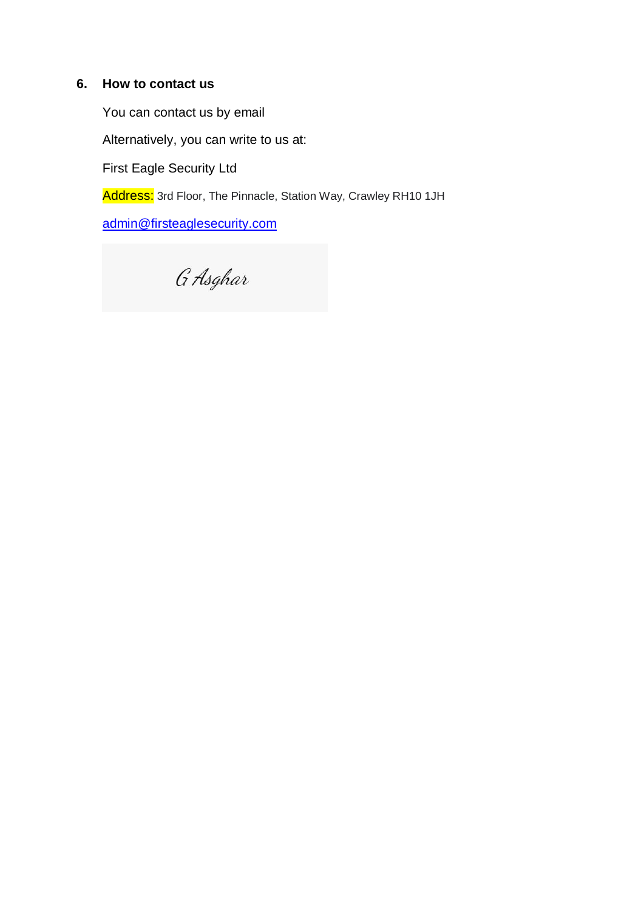## 6. How to contact us

You can contact us by email

Alternatively, you can write to us at:

First Eagle Security Ltd

Address: 3rd Floor, The Pinnacle, Station Way, Crawley RH10 1JH

admin@firsteaglesecurity.com

G Asghar